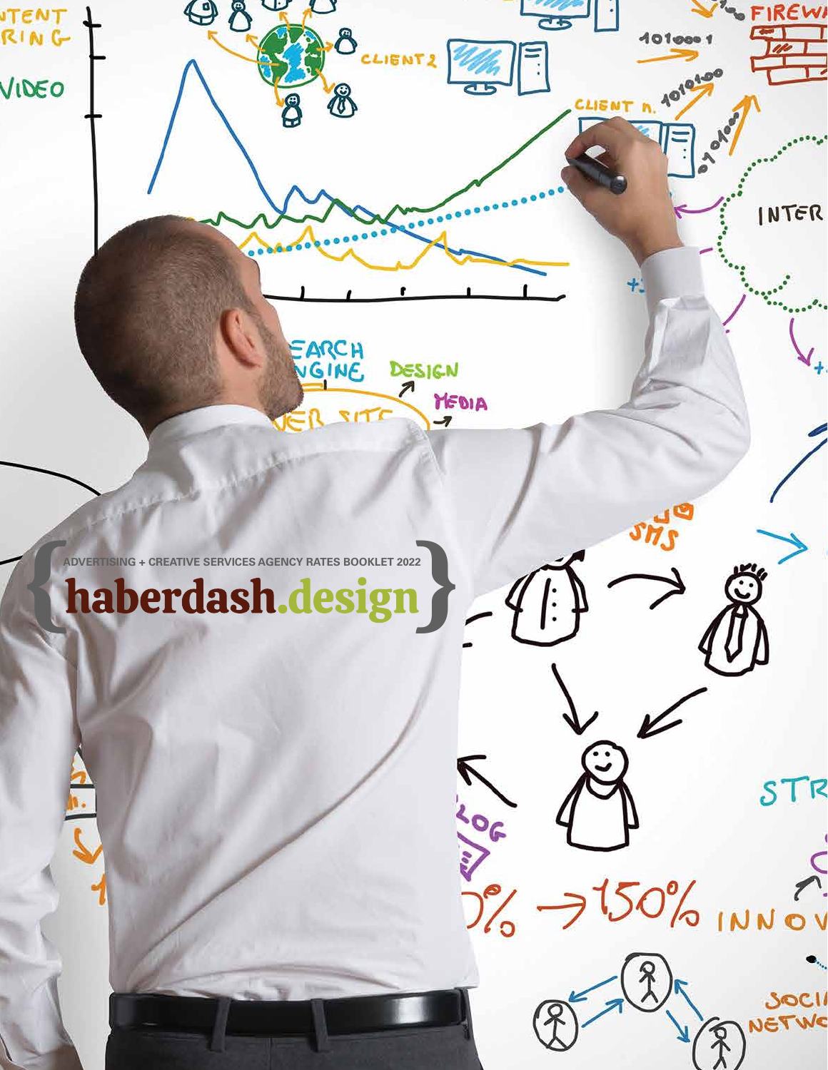ADVERTISING + CREATIVE SERVICES AGENCY RATES BOOKLET 2022

# {haberdash.design}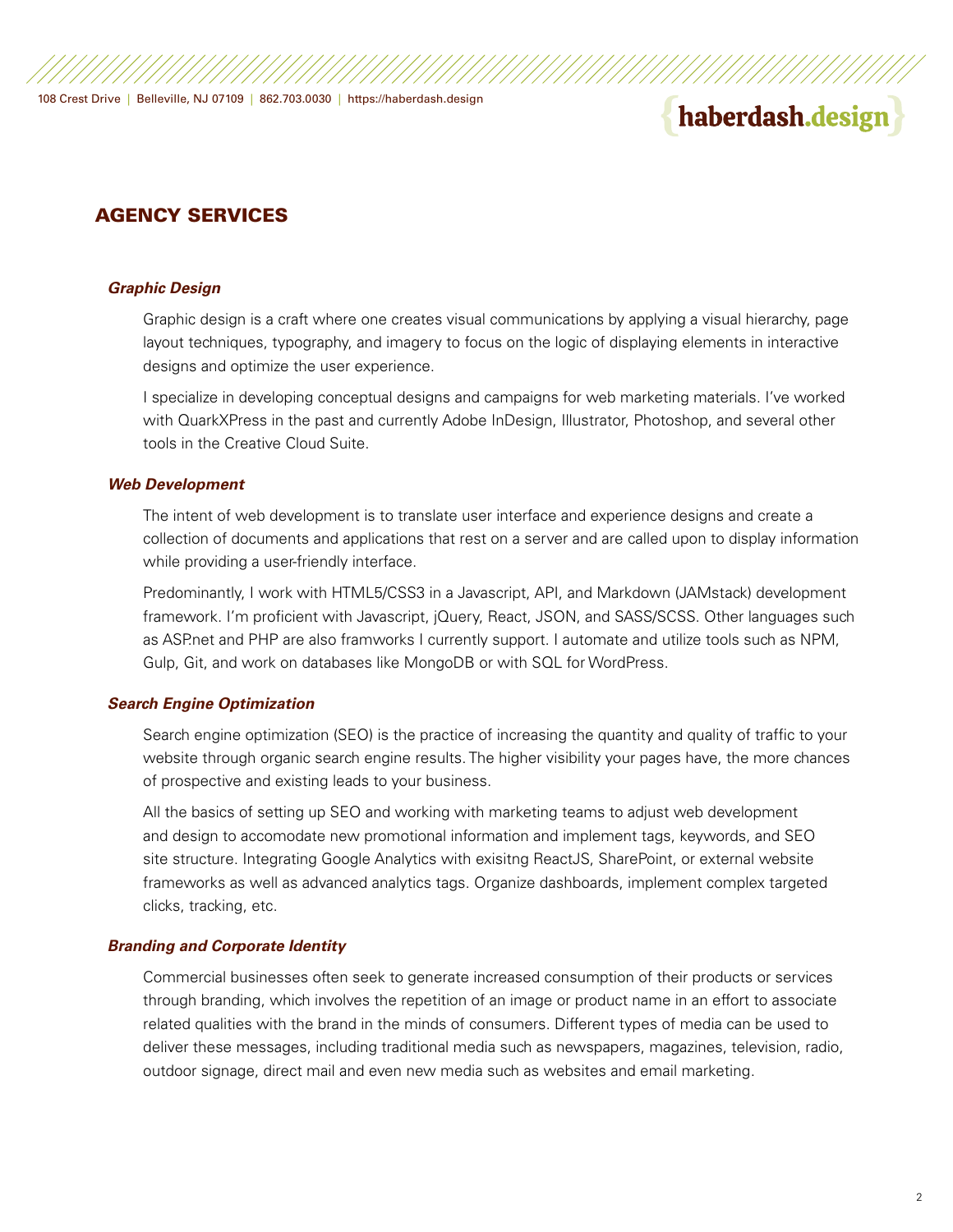## AGENCY SERVICES

### *Graphic Design*

Graphic design is a craft where one creates visual communications by applying a visual hierarchy, page layout techniques, typography, and imagery to focus on the logic of displaying elements in interactive designs and optimize the user experience.

I specialize in developing conceptual designs and campaigns for web marketing materials. I've worked with QuarkXPress in the past and currently Adobe InDesign, Illustrator, Photoshop, and several other tools in the Creative Cloud Suite.

### *Web Development*

The intent of web development is to translate user interface and experience designs and create a collection of documents and applications that rest on a server and are called upon to display information while providing a user-friendly interface.

Predominantly, I work with HTML5/CSS3 in a Javascript, API, and Markdown (JAMstack) development framework. I'm proficient with Javascript, jQuery, React, JSON, and SASS/SCSS. Other languages such as ASP.net and PHP are also framworks I currently support. I automate and utilize tools such as NPM, Gulp, Git, and work on databases like MongoDB or with SQL for WordPress.

### *Search Engine Optimization*

Search engine optimization (SEO) is the practice of increasing the quantity and quality of traffic to your website through organic search engine results. The higher visibility your pages have, the more chances of prospective and existing leads to your business.

All the basics of setting up SEO and working with marketing teams to adjust web development and design to accomodate new promotional information and implement tags, keywords, and SEO site structure. Integrating Google Analytics with exisitng ReactJS, SharePoint, or external website frameworks as well as advanced analytics tags. Organize dashboards, implement complex targeted clicks, tracking, etc.

### *Branding and Corporate Identity*

Commercial businesses often seek to generate increased consumption of their products or services through branding, which involves the repetition of an image or product name in an effort to associate related qualities with the brand in the minds of consumers. Different types of media can be used to deliver these messages, including traditional media such as newspapers, magazines, television, radio, outdoor signage, direct mail and even new media such as websites and email marketing.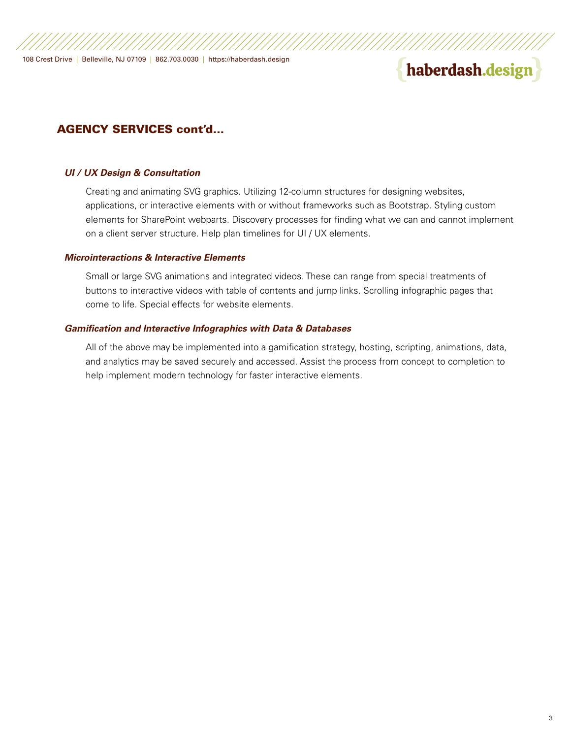## AGENCY SERVICES cont'd...

### *UI / UX Design & Consultation*

Creating and animating SVG graphics. Utilizing 12-column structures for designing websites, applications, or interactive elements with or without frameworks such as Bootstrap. Styling custom elements for SharePoint webparts. Discovery processes for finding what we can and cannot implement on a client server structure. Help plan timelines for UI / UX elements.

### *Microinteractions & Interactive Elements*

Small or large SVG animations and integrated videos. These can range from special treatments of buttons to interactive videos with table of contents and jump links. Scrolling infographic pages that come to life. Special effects for website elements.

### *Gamification and Interactive Infographics with Data & Databases*

All of the above may be implemented into a gamification strategy, hosting, scripting, animations, data, and analytics may be saved securely and accessed. Assist the process from concept to completion to help implement modern technology for faster interactive elements.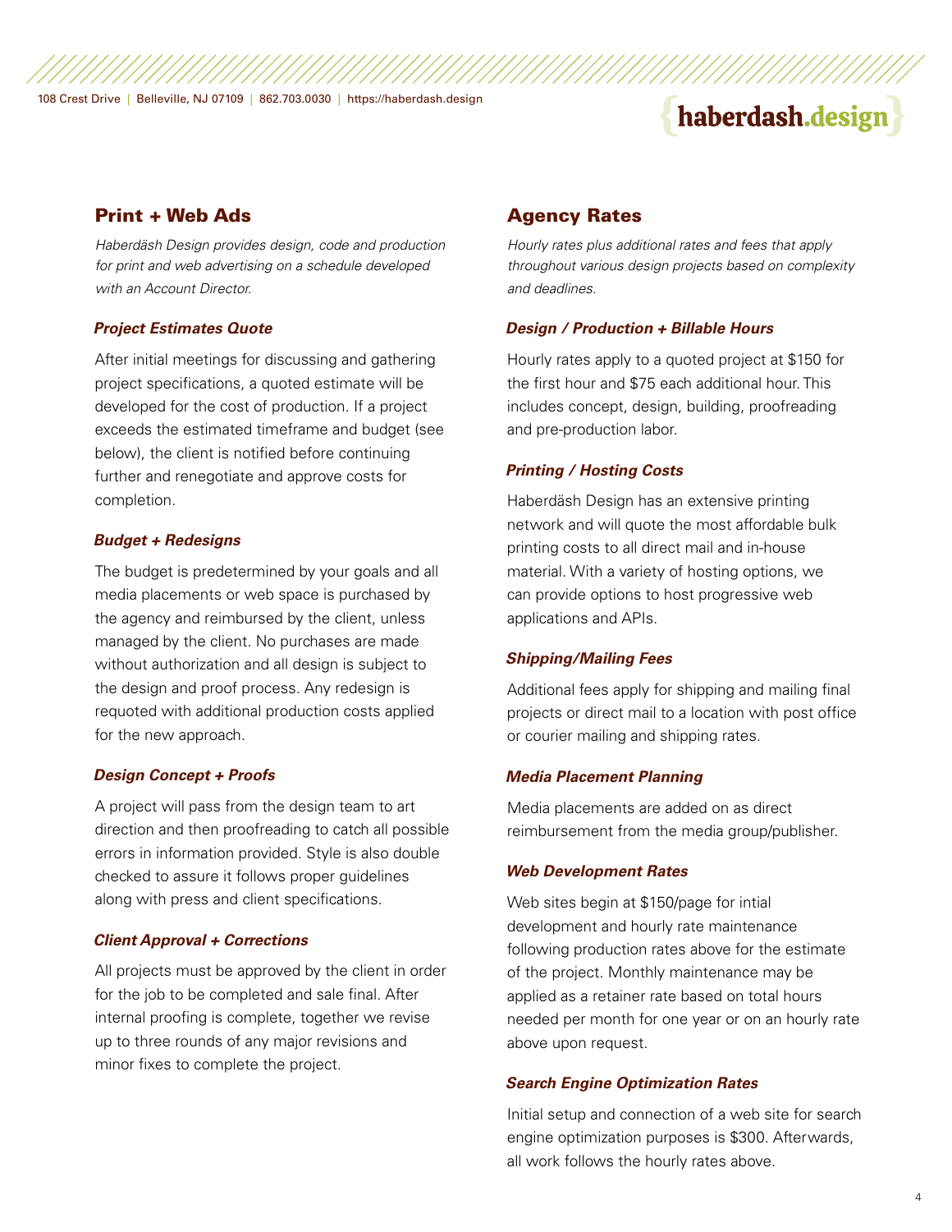## Print + Web Ads

*Haberdäsh Design provides design, code and production for print and web advertising on a schedule developed with an Account Director.*

### *Project Estimates Quote*

After initial meetings for discussing and gathering project specifications, a quoted estimate will be developed for the cost of production. If a project exceeds the estimated timeframe and budget (see below), the client is notified before continuing further and renegotiate and approve costs for completion.

### *Budget + Redesigns*

The budget is predetermined by your goals and all media placements or web space is purchased by the agency and reimbursed by the client, unless managed by the client. No purchases are made without authorization and all design is subject to the design and proof process. Any redesign is requoted with additional production costs applied for the new approach.

### *Design Concept + Proofs*

A project will pass from the design team to art direction and then proofreading to catch all possible errors in information provided. Style is also double checked to assure it follows proper guidelines along with press and client specifications.

### *Client Approval + Corrections*

All projects must be approved by the client in order for the job to be completed and sale final. After internal proofing is complete, together we revise up to three rounds of any major revisions and minor fixes to complete the project.

## Agency Rates

*Hourly rates plus additional rates and fees that apply throughout various design projects based on complexity and deadlines.*

### *Design / Production + Billable Hours*

Hourly rates apply to a quoted project at $150 for the first hour and $75 each additional hour. This includes concept, design, building, proofreading and pre-production labor.

### *Printing / Hosting Costs*

Haberdäsh Design has an extensive printing network and will quote the most affordable bulk printing costs to all direct mail and in-house material. With a variety of hosting options, we can provide options to host progressive web applications and APIs.

### *Shipping/Mailing Fees*

Additional fees apply for shipping and mailing final projects or direct mail to a location with post office or courier mailing and shipping rates.

### *Media Placement Planning*

Media placements are added on as direct reimbursement from the media group/publisher.

### *Web Development Rates*

Web sites begin at $150/page for intial development and hourly rate maintenance following production rates above for the estimate of the project. Monthly maintenance may be applied as a retainer rate based on total hours needed per month for one year or on an hourly rate above upon request.

### *Search Engine Optimization Rates*

Initial setup and connection of a web site for search engine optimization purposes is $300. Afterwards, all work follows the hourly rates above.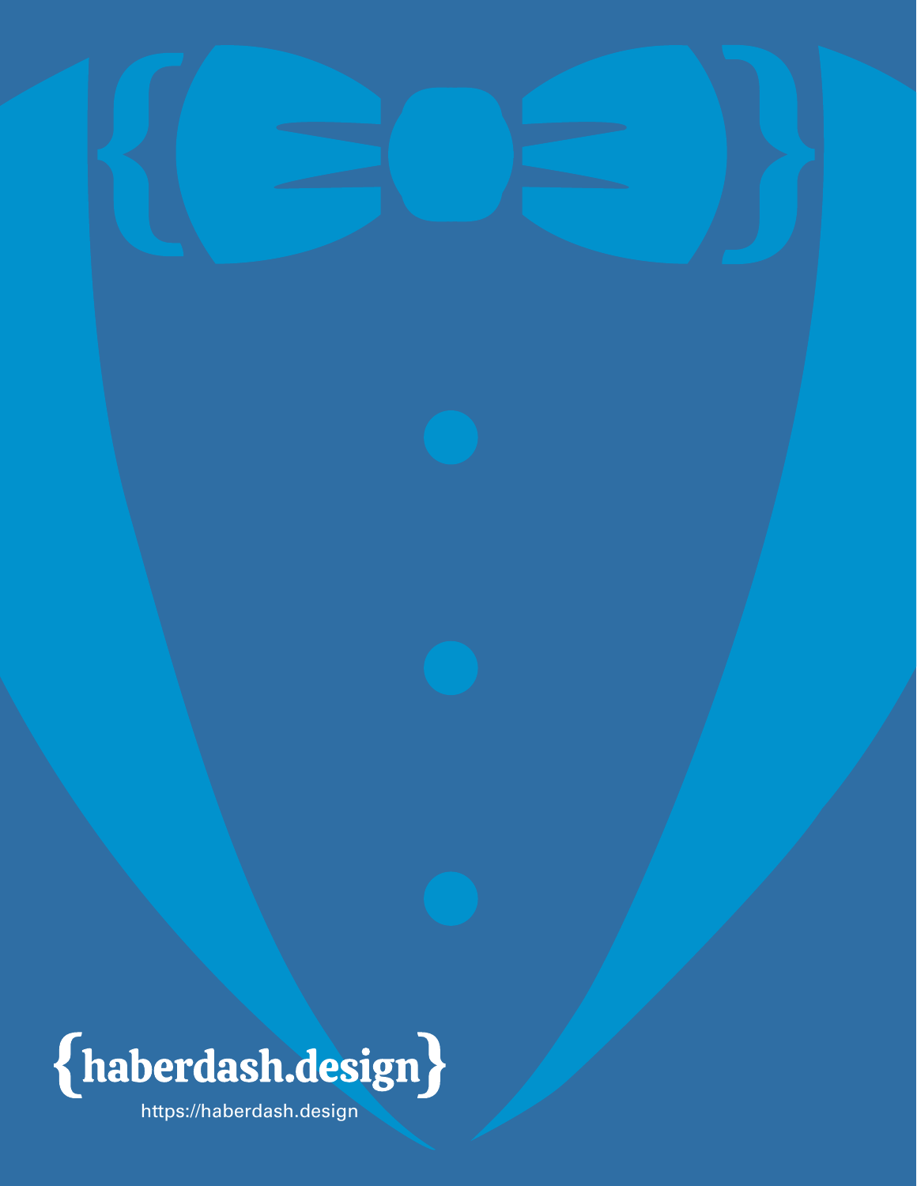{haberdash.design}

https://haberdash.design